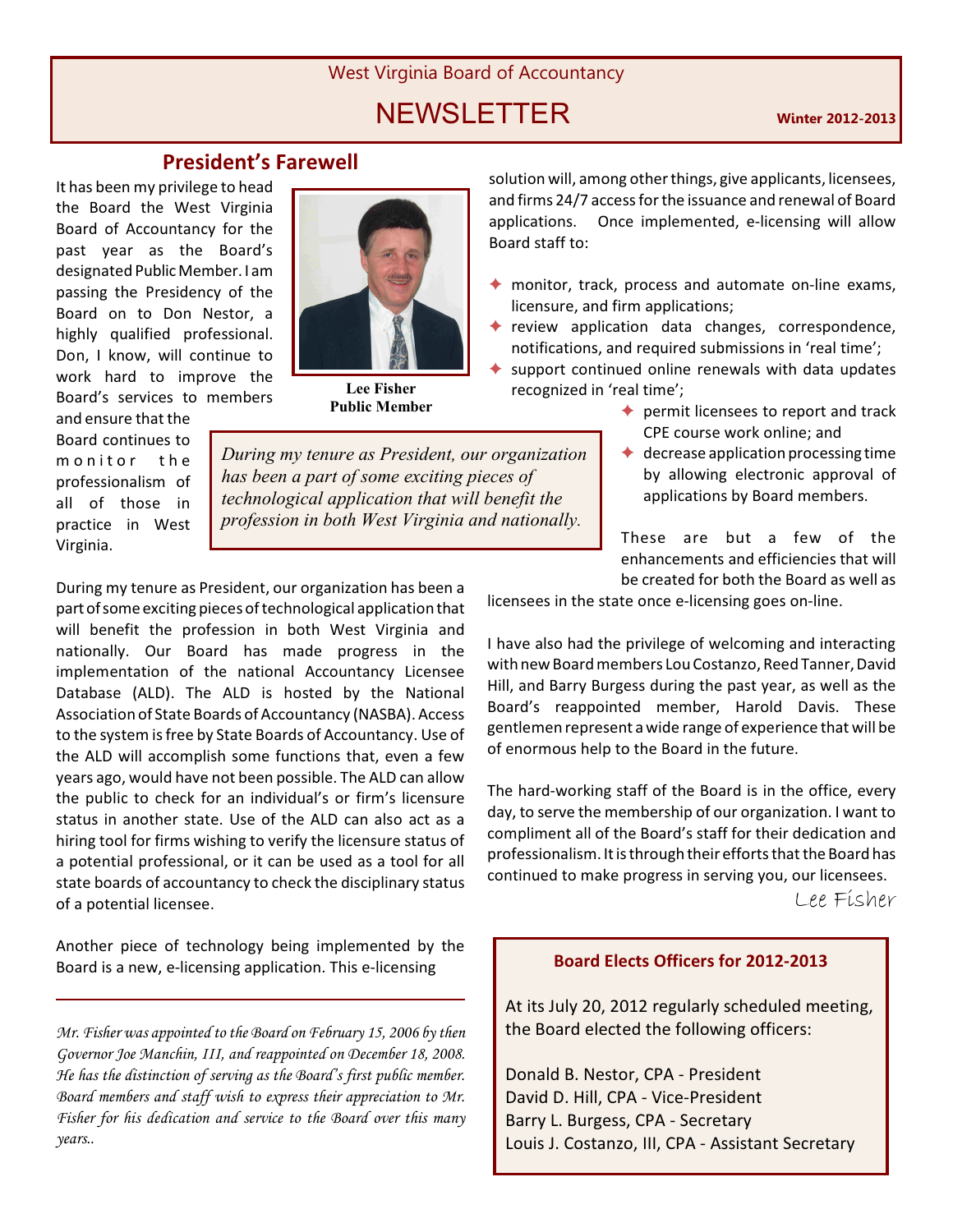West Virginia Board of Accountancy

# NEWSLETTER

**Winter 2012-2013**

## President's Farewell

It has been my privilege to head the Board the West Virginia Board of Accountancy for the past year as the Board's designated Public Member. I am passing the Presidency of the Board on to Don Nestor, a highly qualified professional. Don, I know, will continue to work hard to improve the Board's services to members and ensure that the Board continues to monitor the professionalism of all of those in practice in West Virginia.

**Lee Fisher**
**Public Member**

*During my tenure as President, our organization has been a part of some exciting pieces of technological application that will benefit the profession in both West Virginia and nationally.*

During my tenure as President, our organization has been a part of some exciting pieces of technological application that will benefit the profession in both West Virginia and nationally. Our Board has made progress in the implementation of the national Accountancy Licensee Database (ALD). The ALD is hosted by the National Association of State Boards of Accountancy (NASBA). Access to the system is free by State Boards of Accountancy. Use of the ALD will accomplish some functions that, even a few years ago, would have not been possible. The ALD can allow the public to check for an individual's or firm's licensure status in another state. Use of the ALD can also act as a hiring tool for firms wishing to verify the licensure status of a potential professional, or it can be used as a tool for all state boards of accountancy to check the disciplinary status of a potential licensee.

Another piece of technology being implemented by the Board is a new, e-licensing application. This e-licensing solution will, among other things, give applicants, licensees, and firms 24/7 access for the issuance and renewal of Board applications. Once implemented, e-licensing will allow Board staff to:

- monitor, track, process and automate on-line exams, licensure, and firm applications;
- review application data changes, correspondence, notifications, and required submissions in 'real time';
- support continued online renewals with data updates recognized in 'real time';
- permit licensees to report and track CPE course work online; and
- decrease application processing time by allowing electronic approval of applications by Board members.

These are but a few of the enhancements and efficiencies that will be created for both the Board as well as licensees in the state once e-licensing goes on-line.

I have also had the privilege of welcoming and interacting with new Board members Lou Costanzo, Reed Tanner, David Hill, and Barry Burgess during the past year, as well as the Board's reappointed member, Harold Davis. These gentlemen represent a wide range of experience that will be of enormous help to the Board in the future.

The hard-working staff of the Board is in the office, every day, to serve the membership of our organization. I want to compliment all of the Board's staff for their dedication and professionalism. It is through their efforts that the Board has continued to make progress in serving you, our licensees.

Lee Fisher

---

*Mr. Fisher was appointed to the Board on February 15, 2006 by then Governor Joe Manchin, III, and reappointed on December 18, 2008. He has the distinction of serving as the Board's first public member. Board members and staff wish to express their appreciation to Mr. Fisher for his dedication and service to the Board over this many years..*

### Board Elects Officers for 2012-2013

At its July 20, 2012 regularly scheduled meeting, the Board elected the following officers:

Donald B. Nestor, CPA - President
David D. Hill, CPA - Vice-President
Barry L. Burgess, CPA - Secretary
Louis J. Costanzo, III, CPA - Assistant Secretary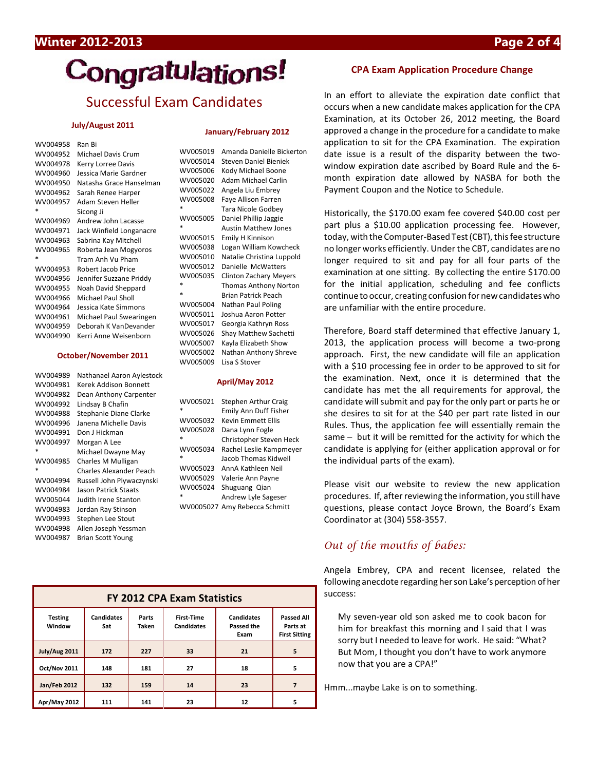# Congratulations!

## Successful Exam Candidates

### July/August 2011

WV004958 Ran Bi
WV004952 Michael Davis Crum
WV004978 Kerry Lorree Davis
WV004960 Jessica Marie Gardner
WV004950 Natasha Grace Hanselman
WV004962 Sarah Renee Harper
WV004957 Adam Steven Heller
* Sicong Ji
WV004969 Andrew John Lacasse
WV004971 Jack Winfield Longanacre
WV004963 Sabrina Kay Mitchell
WV004965 Roberta Jean Mogyoros
* Tram Anh Vu Pham
WV004953 Robert Jacob Price
WV004956 Jennifer Suzzane Priddy
WV004955 Noah David Sheppard
WV004966 Michael Paul Sholl
WV004964 Jessica Kate Simmons
WV004961 Michael Paul Swearingen
WV004959 Deborah K VanDevander
WV004990 Kerri Anne Weisenborn

### October/November 2011

WV004989 Nathanael Aaron Aylestock
WV004981 Kerek Addison Bonnett
WV004982 Dean Anthony Carpenter
WV004992 Lindsay B Chafin
WV004988 Stephanie Diane Clarke
WV004996 Janena Michelle Davis
WV004991 Don J Hickman
WV004997 Morgan A Lee
* Michael Dwayne May
WV004985 Charles M Mulligan
* Charles Alexander Peach
WV004994 Russell John Plywaczynski
WV004984 Jason Patrick Staats
WV005044 Judith Irene Stanton
WV004983 Jordan Ray Stinson
WV004993 Stephen Lee Stout
WV004998 Allen Joseph Yessman
WV004987 Brian Scott Young

### January/February 2012

WV005019 Amanda Danielle Bickerton
WV005014 Steven Daniel Bieniek
WV005006 Kody Michael Boone
WV005020 Adam Michael Carlin
WV005022 Angela Liu Embrey
WV005008 Faye Allison Farren
* Tara Nicole Godbey
WV005005 Daniel Phillip Jaggie
* Austin Matthew Jones
WV005015 Emily H Kinnison
WV005038 Logan William Kowcheck
WV005010 Natalie Christina Luppold
WV005012 Danielle McWatters
WV005035 Clinton Zachary Meyers
* Thomas Anthony Norton
* Brian Patrick Peach
WV005004 Nathan Paul Poling
WV005011 Joshua Aaron Potter
WV005017 Georgia Kathryn Ross
WV005026 Shay Matthew Sachetti
WV005007 Kayla Elizabeth Show
WV005002 Nathan Anthony Shreve
WV005009 Lisa S Stover

### April/May 2012

WV005021 Stephen Arthur Craig
* Emily Ann Duff Fisher
WV005032 Kevin Emmett Ellis
WV005028 Dana Lynn Fogle
* Christopher Steven Heck
WV005034 Rachel Leslie Kampmeyer
* Jacob Thomas Kidwell
WV005023 AnnA Kathleen Neil
WV005029 Valerie Ann Payne
WV005024 Shuguang Qian
* Andrew Lyle Sageser
WV0005027 Amy Rebecca Schmitt

### FY 2012 CPA Exam Statistics

| Testing Window | Candidates Sat | Parts Taken | First-Time Candidates | Candidates Passed the Exam | Passed All Parts at First Sitting |
|---|---|---|---|---|---|
| July/Aug 2011 | 172 | 227 | 33 | 21 | 5 |
| Oct/Nov 2011 | 148 | 181 | 27 | 18 | 5 |
| Jan/Feb 2012 | 132 | 159 | 14 | 23 | 7 |
| Apr/May 2012 | 111 | 141 | 23 | 12 | 5 |

## CPA Exam Application Procedure Change

In an effort to alleviate the expiration date conflict that occurs when a new candidate makes application for the CPA Examination, at its October 26, 2012 meeting, the Board approved a change in the procedure for a candidate to make application to sit for the CPA Examination. The expiration date issue is a result of the disparity between the two-window expiration date ascribed by Board Rule and the 6-month expiration date allowed by NASBA for both the Payment Coupon and the Notice to Schedule.

Historically, the $170.00 exam fee covered $40.00 cost per part plus a $10.00 application processing fee. However, today, with the Computer-Based Test (CBT), this fee structure no longer works efficiently. Under the CBT, candidates are no longer required to sit and pay for all four parts of the examination at one sitting. By collecting the entire $170.00 for the initial application, scheduling and fee conflicts continue to occur, creating confusion for new candidates who are unfamiliar with the entire procedure.

Therefore, Board staff determined that effective January 1, 2013, the application process will become a two-prong approach. First, the new candidate will file an application with a $10 processing fee in order to be approved to sit for the examination. Next, once it is determined that the candidate has met the all requirements for approval, the candidate will submit and pay for the only part or parts he or she desires to sit for at the $40 per part rate listed in our Rules. Thus, the application fee will essentially remain the same – but it will be remitted for the activity for which the candidate is applying for (either application approval or for the individual parts of the exam).

Please visit our website to review the new application procedures. If, after reviewing the information, you still have questions, please contact Joyce Brown, the Board's Exam Coordinator at (304) 558-3557.

## *Out of the mouths of babes:*

Angela Embrey, CPA and recent licensee, related the following anecdote regarding her son Lake's perception of her success:

> My seven-year old son asked me to cook bacon for him for breakfast this morning and I said that I was sorry but I needed to leave for work. He said: "What? But Mom, I thought you don't have to work anymore now that you are a CPA!"

Hmm...maybe Lake is on to something.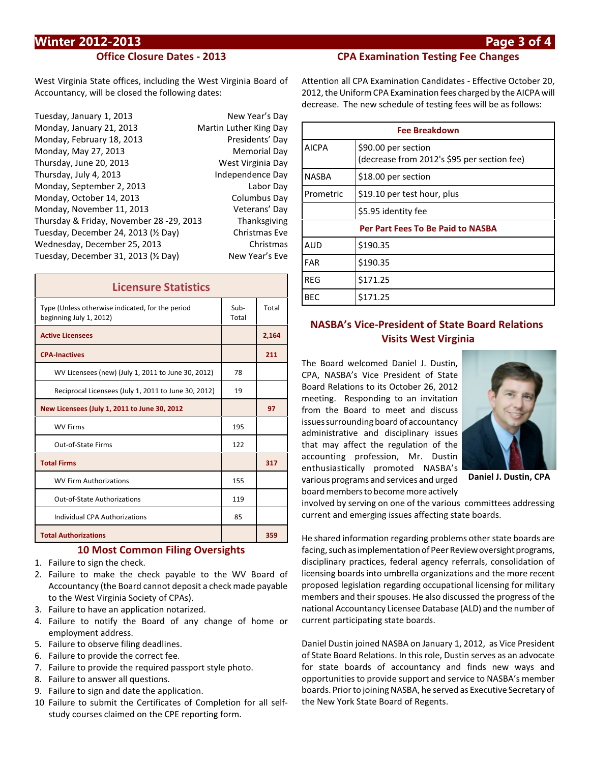## Office Closure Dates - 2013

West Virginia State offices, including the West Virginia Board of Accountancy, will be closed the following dates:

| | |
|---|---|
| Tuesday, January 1, 2013 | New Year's Day |
| Monday, January 21, 2013 | Martin Luther King Day |
| Monday, February 18, 2013 | Presidents' Day |
| Monday, May 27, 2013 | Memorial Day |
| Thursday, June 20, 2013 | West Virginia Day |
| Thursday, July 4, 2013 | Independence Day |
| Monday, September 2, 2013 | Labor Day |
| Monday, October 14, 2013 | Columbus Day |
| Monday, November 11, 2013 | Veterans' Day |
| Thursday & Friday, November 28 -29, 2013 | Thanksgiving |
| Tuesday, December 24, 2013 (½ Day) | Christmas Eve |
| Wednesday, December 25, 2013 | Christmas |
| Tuesday, December 31, 2013 (½ Day) | New Year's Eve |

## Licensure Statistics

| Type (Unless otherwise indicated, for the period beginning July 1, 2012) | Sub-Total | Total |
|---|---|---|
| **Active Licensees** | | **2,164** |
| **CPA-Inactives** | | **211** |
| WV Licensees (new) (July 1, 2011 to June 30, 2012) | 78 | |
| Reciprocal Licensees (July 1, 2011 to June 30, 2012) | 19 | |
| **New Licensees (July 1, 2011 to June 30, 2012** | | **97** |
| WV Firms | 195 | |
| Out-of-State Firms | 122 | |
| **Total Firms** | | **317** |
| WV Firm Authorizations | 155 | |
| Out-of-State Authorizations | 119 | |
| Individual CPA Authorizations | 85 | |
| **Total Authorizations** | | **359** |

## 10 Most Common Filing Oversights

1. Failure to sign the check.
2. Failure to make the check payable to the WV Board of Accountancy (the Board cannot deposit a check made payable to the West Virginia Society of CPAs).
3. Failure to have an application notarized.
4. Failure to notify the Board of any change of home or employment address.
5. Failure to observe filing deadlines.
6. Failure to provide the correct fee.
7. Failure to provide the required passport style photo.
8. Failure to answer all questions.
9. Failure to sign and date the application.
10. Failure to submit the Certificates of Completion for all self-study courses claimed on the CPE reporting form.

## CPA Examination Testing Fee Changes

Attention all CPA Examination Candidates - Effective October 20, 2012, the Uniform CPA Examination fees charged by the AICPA will decrease. The new schedule of testing fees will be as follows:

| Fee Breakdown | |
|---|---|
| AICPA | $90.00 per section (decrease from 2012's $95 per section fee) |
| NASBA | $18.00 per section |
| Prometric | $19.10 per test hour, plus |
| | $5.95 identity fee |
| **Per Part Fees To Be Paid to NASBA** | |
| AUD | $190.35 |
| FAR | $190.35 |
| REG | $171.25 |
| BEC | $171.25 |

## NASBA's Vice-President of State Board Relations Visits West Virginia

The Board welcomed Daniel J. Dustin, CPA, NASBA's Vice President of State Board Relations to its October 26, 2012 meeting. Responding to an invitation from the Board to meet and discuss issues surrounding board of accountancy administrative and disciplinary issues that may affect the regulation of the accounting profession, Mr. Dustin enthusiastically promoted NASBA's various programs and services and urged board members to become more actively involved by serving on one of the various committees addressing current and emerging issues affecting state boards.

**Daniel J. Dustin, CPA**

He shared information regarding problems other state boards are facing, such as implementation of Peer Review oversight programs, disciplinary practices, federal agency referrals, consolidation of licensing boards into umbrella organizations and the more recent proposed legislation regarding occupational licensing for military members and their spouses. He also discussed the progress of the national Accountancy Licensee Database (ALD) and the number of current participating state boards.

Daniel Dustin joined NASBA on January 1, 2012, as Vice President of State Board Relations. In this role, Dustin serves as an advocate for state boards of accountancy and finds new ways and opportunities to provide support and service to NASBA's member boards. Prior to joining NASBA, he served as Executive Secretary of the New York State Board of Regents.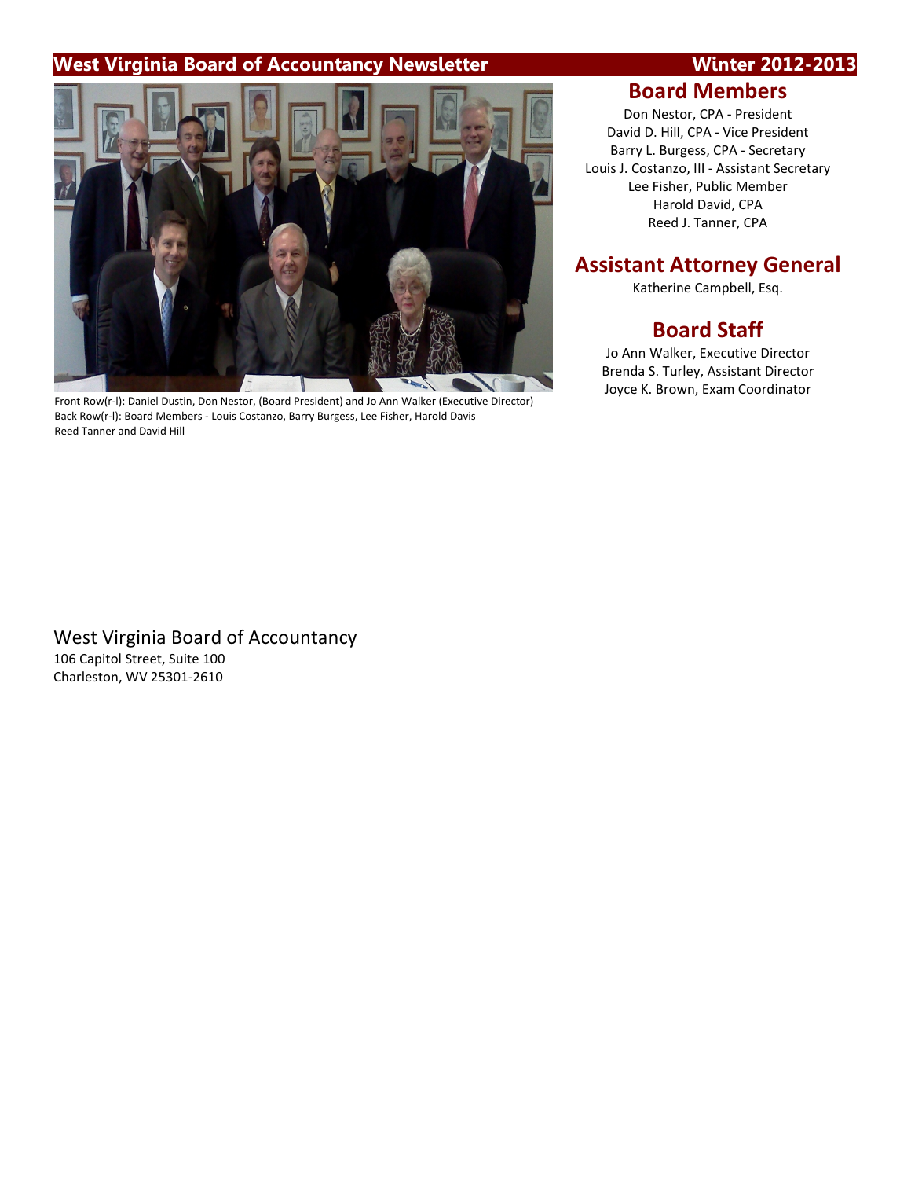# West Virginia Board of Accountancy Newsletter

**Winter 2012-2013**

Front Row(r-l): Daniel Dustin, Don Nestor, (Board President) and Jo Ann Walker (Executive Director)
Back Row(r-l): Board Members - Louis Costanzo, Barry Burgess, Lee Fisher, Harold Davis
Reed Tanner and David Hill

## Board Members

Don Nestor, CPA - President
David D. Hill, CPA - Vice President
Barry L. Burgess, CPA - Secretary
Louis J. Costanzo, III - Assistant Secretary
Lee Fisher, Public Member
Harold David, CPA
Reed J. Tanner, CPA

## Assistant Attorney General

Katherine Campbell, Esq.

## Board Staff

Jo Ann Walker, Executive Director
Brenda S. Turley, Assistant Director
Joyce K. Brown, Exam Coordinator

West Virginia Board of Accountancy
106 Capitol Street, Suite 100
Charleston, WV 25301-2610